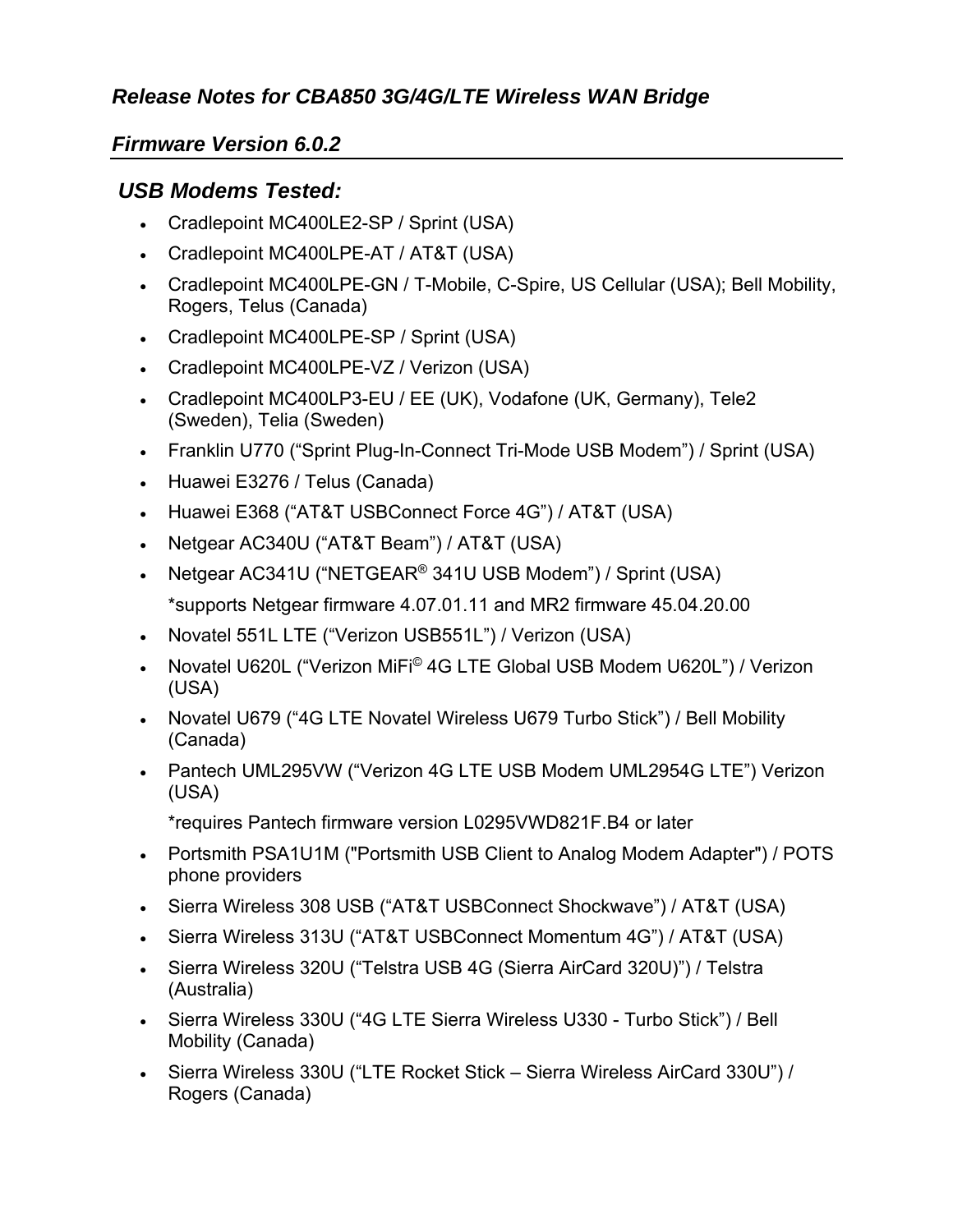# *Release Notes for CBA850 3G/4G/LTE Wireless WAN Bridge*

## *Firmware Version 6.0.2*

### *USB Modems Tested:*

- Cradlepoint MC400LE2-SP / Sprint (USA)
- Cradlepoint MC400LPE-AT / AT&T (USA)
- Cradlepoint MC400LPE-GN / T-Mobile, C-Spire, US Cellular (USA); Bell Mobility, Rogers, Telus (Canada)
- Cradlepoint MC400LPE-SP / Sprint (USA)
- Cradlepoint MC400LPE-VZ / Verizon (USA)
- Cradlepoint MC400LP3-EU / EE (UK), Vodafone (UK, Germany), Tele2 (Sweden), Telia (Sweden)
- Franklin U770 (“Sprint Plug-In-Connect Tri-Mode USB Modem”) / Sprint (USA)
- Huawei E3276 / Telus (Canada)
- Huawei E368 (“AT&T USBConnect Force 4G”) / AT&T (USA)
- Netgear AC340U (“AT&T Beam”) / AT&T (USA)
- Netgear AC341U (“NETGEAR® 341U USB Modem”) / Sprint (USA)

  *supports Netgear firmware 4.07.01.11 and MR2 firmware 45.04.20.00
- Novatel 551L LTE (“Verizon USB551L”) / Verizon (USA)
- Novatel U620L (“Verizon MiFi© 4G LTE Global USB Modem U620L”) / Verizon (USA)
- Novatel U679 (“4G LTE Novatel Wireless U679 Turbo Stick”) / Bell Mobility (Canada)
- Pantech UML295VW (“Verizon 4G LTE USB Modem UML2954G LTE”) Verizon (USA)

  *requires Pantech firmware version L0295VWD821F.B4 or later
- Portsmith PSA1U1M ("Portsmith USB Client to Analog Modem Adapter") / POTS phone providers
- Sierra Wireless 308 USB (“AT&T USBConnect Shockwave”) / AT&T (USA)
- Sierra Wireless 313U (“AT&T USBConnect Momentum 4G”) / AT&T (USA)
- Sierra Wireless 320U (“Telstra USB 4G (Sierra AirCard 320U)”) / Telstra (Australia)
- Sierra Wireless 330U (“4G LTE Sierra Wireless U330 - Turbo Stick”) / Bell Mobility (Canada)
- Sierra Wireless 330U (“LTE Rocket Stick – Sierra Wireless AirCard 330U”) / Rogers (Canada)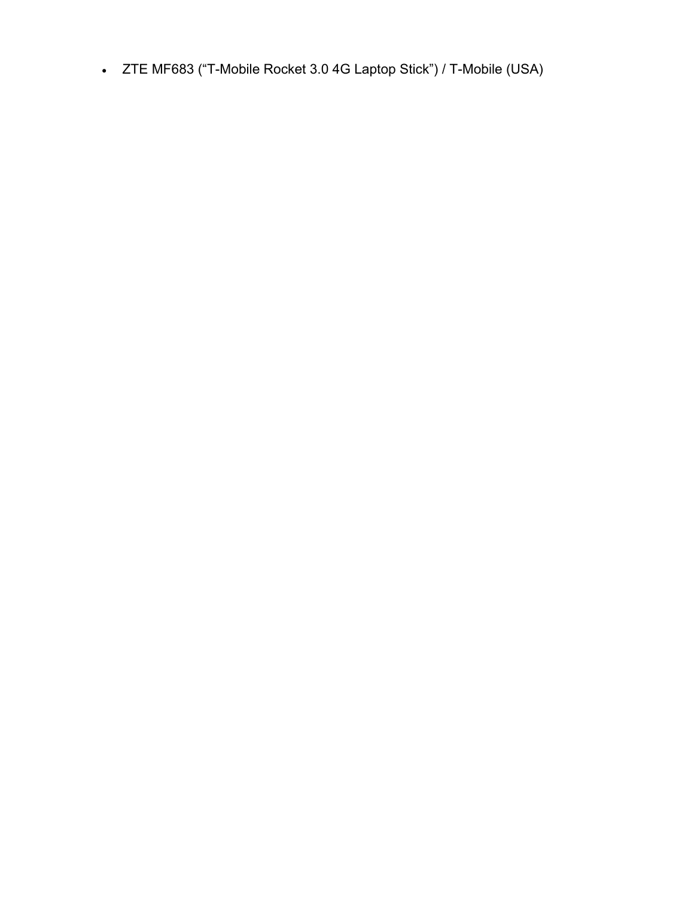- ZTE MF683 (“T-Mobile Rocket 3.0 4G Laptop Stick”) / T-Mobile (USA)